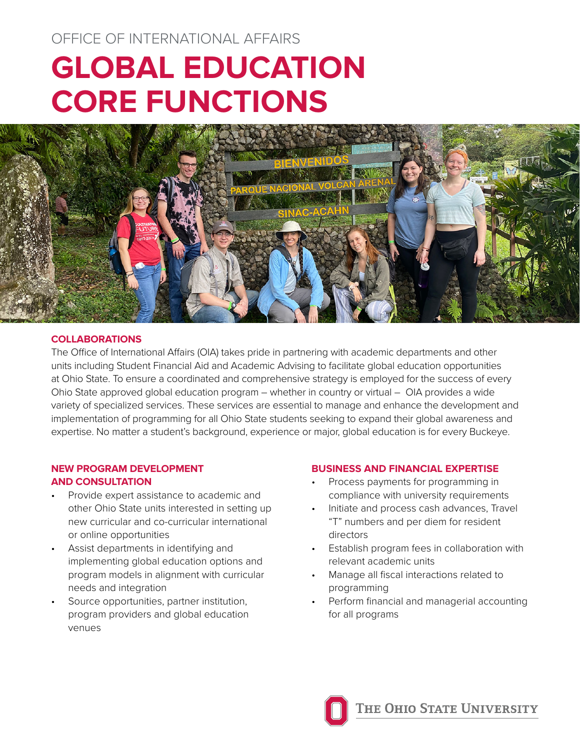OFFICE OF INTERNATIONAL AFFAIRS

# GLOBAL EDUCATION CORE FUNCTIONS

## COLLABORATIONS

The Office of International Affairs (OIA) takes pride in partnering with academic departments and other units including Student Financial Aid and Academic Advising to facilitate global education opportunities at Ohio State. To ensure a coordinated and comprehensive strategy is employed for the success of every Ohio State approved global education program – whether in country or virtual – OIA provides a wide variety of specialized services. These services are essential to manage and enhance the development and implementation of programming for all Ohio State students seeking to expand their global awareness and expertise. No matter a student's background, experience or major, global education is for every Buckeye.

## NEW PROGRAM DEVELOPMENT AND CONSULTATION

- Provide expert assistance to academic and other Ohio State units interested in setting up new curricular and co-curricular international or online opportunities
- Assist departments in identifying and implementing global education options and program models in alignment with curricular needs and integration
- Source opportunities, partner institution, program providers and global education venues

## BUSINESS AND FINANCIAL EXPERTISE

- Process payments for programming in compliance with university requirements
- Initiate and process cash advances, Travel "T" numbers and per diem for resident directors
- Establish program fees in collaboration with relevant academic units
- Manage all fiscal interactions related to programming
- Perform financial and managerial accounting for all programs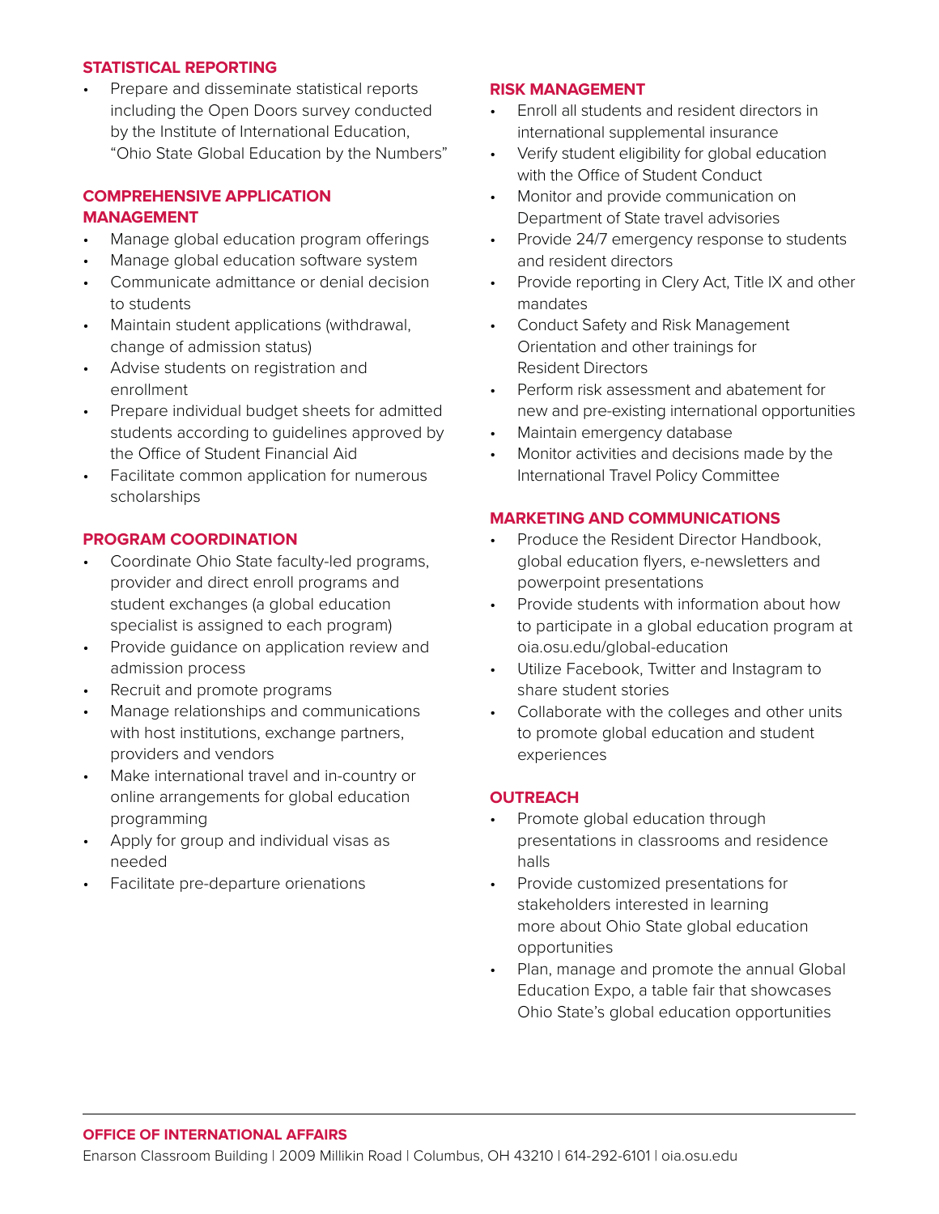## STATISTICAL REPORTING

- Prepare and disseminate statistical reports including the Open Doors survey conducted by the Institute of International Education, "Ohio State Global Education by the Numbers"

## COMPREHENSIVE APPLICATION MANAGEMENT

- Manage global education program offerings
- Manage global education software system
- Communicate admittance or denial decision to students
- Maintain student applications (withdrawal, change of admission status)
- Advise students on registration and enrollment
- Prepare individual budget sheets for admitted students according to guidelines approved by the Office of Student Financial Aid
- Facilitate common application for numerous scholarships

## PROGRAM COORDINATION

- Coordinate Ohio State faculty-led programs, provider and direct enroll programs and student exchanges (a global education specialist is assigned to each program)
- Provide guidance on application review and admission process
- Recruit and promote programs
- Manage relationships and communications with host institutions, exchange partners, providers and vendors
- Make international travel and in-country or online arrangements for global education programming
- Apply for group and individual visas as needed
- Facilitate pre-departure orienations

## RISK MANAGEMENT

- Enroll all students and resident directors in international supplemental insurance
- Verify student eligibility for global education with the Office of Student Conduct
- Monitor and provide communication on Department of State travel advisories
- Provide 24/7 emergency response to students and resident directors
- Provide reporting in Clery Act, Title IX and other mandates
- Conduct Safety and Risk Management Orientation and other trainings for Resident Directors
- Perform risk assessment and abatement for new and pre-existing international opportunities
- Maintain emergency database
- Monitor activities and decisions made by the International Travel Policy Committee

## MARKETING AND COMMUNICATIONS

- Produce the Resident Director Handbook, global education flyers, e-newsletters and powerpoint presentations
- Provide students with information about how to participate in a global education program at oia.osu.edu/global-education
- Utilize Facebook, Twitter and Instagram to share student stories
- Collaborate with the colleges and other units to promote global education and student experiences

## OUTREACH

- Promote global education through presentations in classrooms and residence halls
- Provide customized presentations for stakeholders interested in learning more about Ohio State global education opportunities
- Plan, manage and promote the annual Global Education Expo, a table fair that showcases Ohio State's global education opportunities

**OFFICE OF INTERNATIONAL AFFAIRS**

Enarson Classroom Building | 2009 Millikin Road | Columbus, OH 43210 | 614-292-6101 | oia.osu.edu